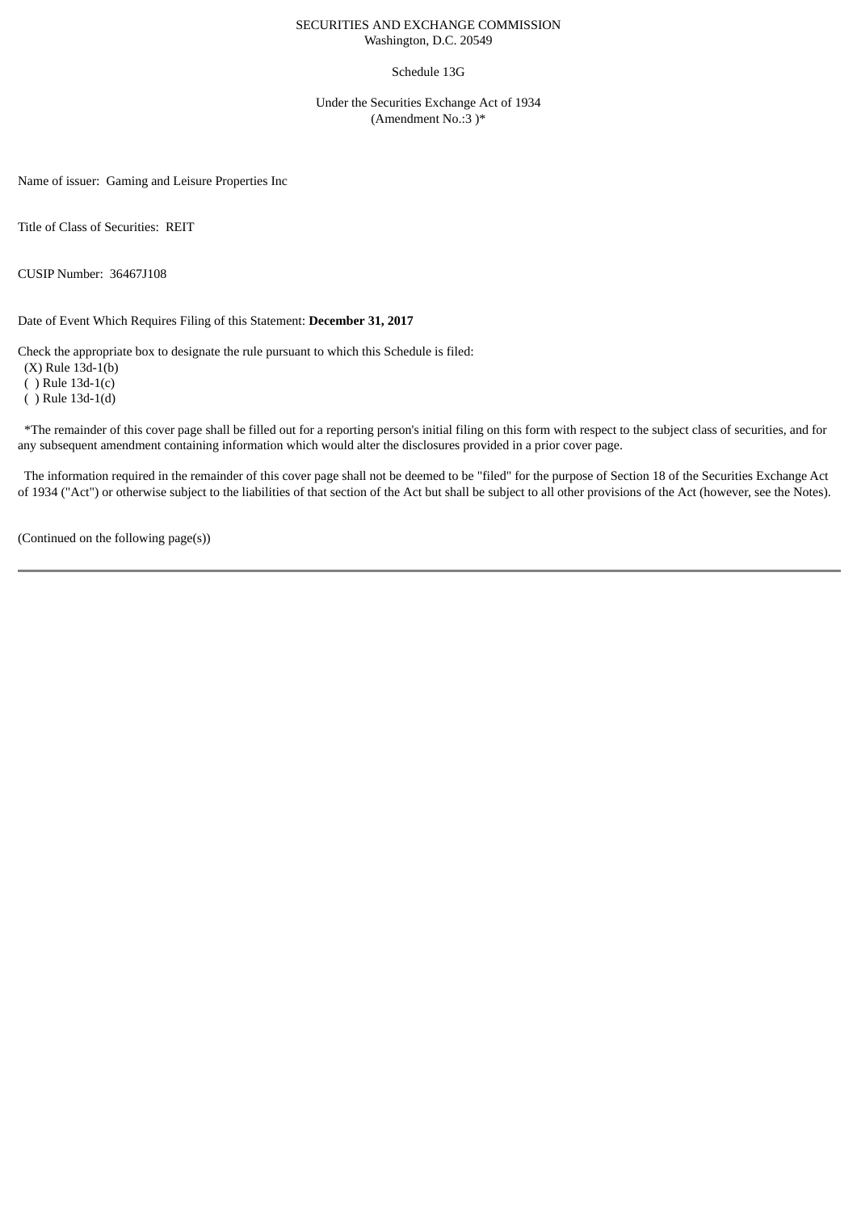SECURITIES AND EXCHANGE COMMISSION
Washington, D.C. 20549

Schedule 13G

Under the Securities Exchange Act of 1934
(Amendment No.:3 )*

Name of issuer: Gaming and Leisure Properties Inc

Title of Class of Securities: REIT

CUSIP Number: 36467J108

Date of Event Which Requires Filing of this Statement: **December 31, 2017**

Check the appropriate box to designate the rule pursuant to which this Schedule is filed:
(X) Rule 13d-1(b)
( ) Rule 13d-1(c)
( ) Rule 13d-1(d)

*The remainder of this cover page shall be filled out for a reporting person's initial filing on this form with respect to the subject class of securities, and for any subsequent amendment containing information which would alter the disclosures provided in a prior cover page.

The information required in the remainder of this cover page shall not be deemed to be "filed" for the purpose of Section 18 of the Securities Exchange Act of 1934 ("Act") or otherwise subject to the liabilities of that section of the Act but shall be subject to all other provisions of the Act (however, see the Notes).

(Continued on the following page(s))

---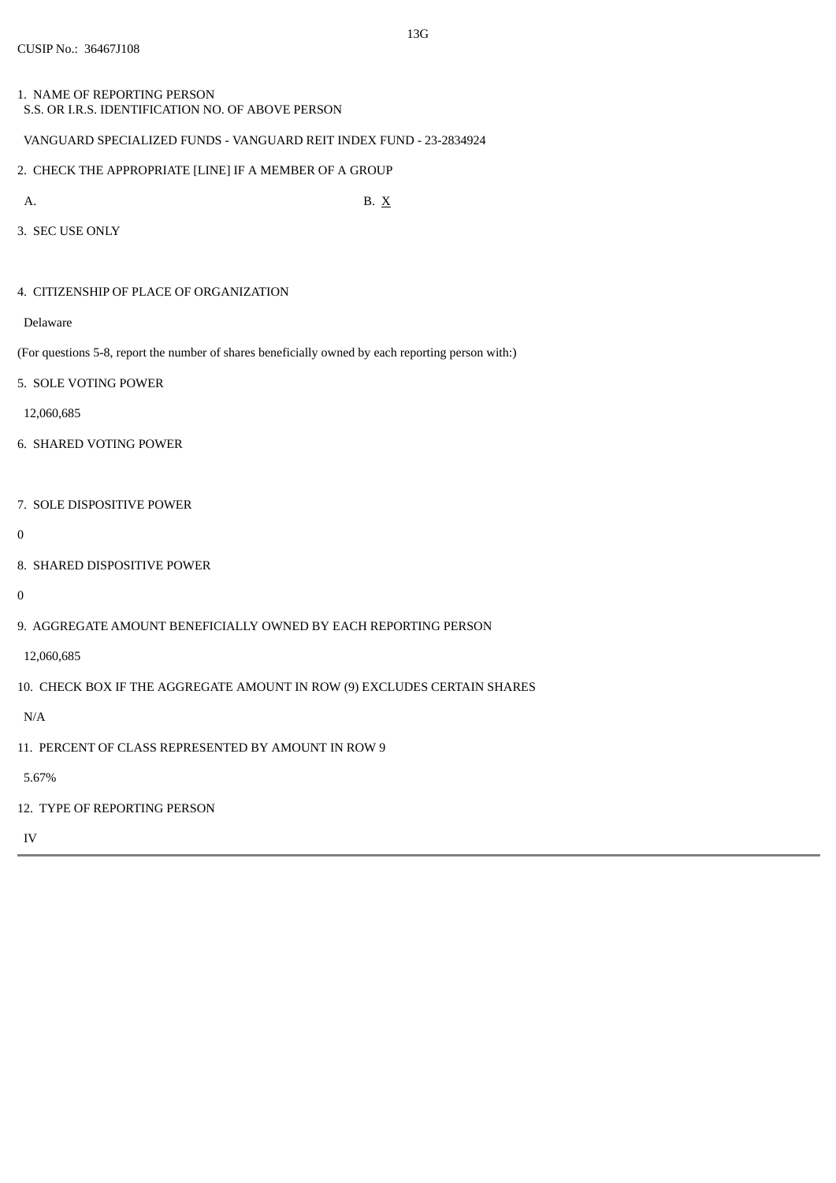13G

CUSIP No.: 36467J108

1. NAME OF REPORTING PERSON
 S.S. OR I.R.S. IDENTIFICATION NO. OF ABOVE PERSON

 VANGUARD SPECIALIZED FUNDS - VANGUARD REIT INDEX FUND - 23-2834924

2. CHECK THE APPROPRIATE [LINE] IF A MEMBER OF A GROUP

 A. B. X

3. SEC USE ONLY

4. CITIZENSHIP OF PLACE OF ORGANIZATION

 Delaware

(For questions 5-8, report the number of shares beneficially owned by each reporting person with:)

5. SOLE VOTING POWER

 12,060,685

6. SHARED VOTING POWER

7. SOLE DISPOSITIVE POWER

0

8. SHARED DISPOSITIVE POWER

0

9. AGGREGATE AMOUNT BENEFICIALLY OWNED BY EACH REPORTING PERSON

 12,060,685

10. CHECK BOX IF THE AGGREGATE AMOUNT IN ROW (9) EXCLUDES CERTAIN SHARES

 N/A

11. PERCENT OF CLASS REPRESENTED BY AMOUNT IN ROW 9

 5.67%

12. TYPE OF REPORTING PERSON

 IV

---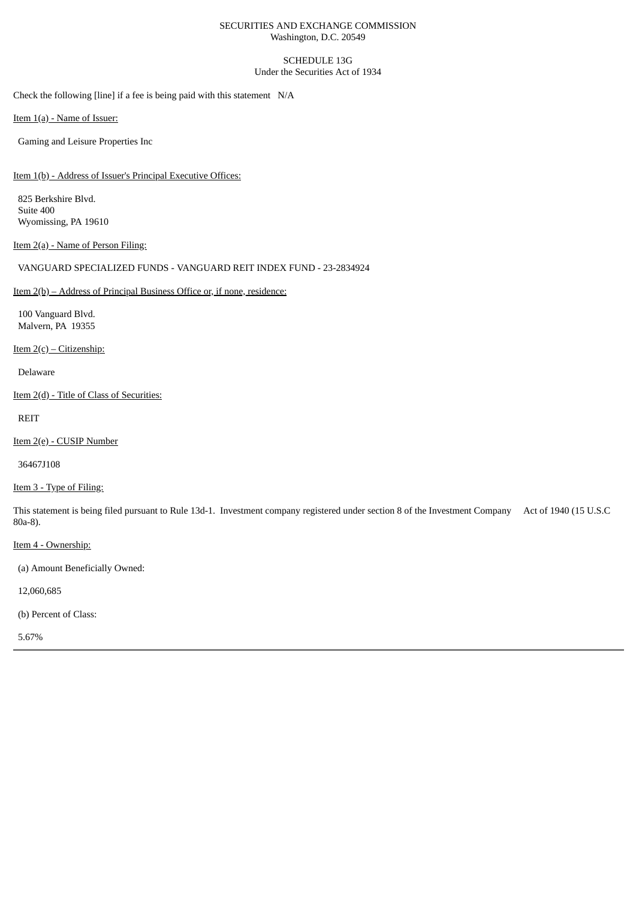SECURITIES AND EXCHANGE COMMISSION
Washington, D.C. 20549

SCHEDULE 13G
Under the Securities Act of 1934

Check the following [line] if a fee is being paid with this statement N/A

Item 1(a) - Name of Issuer:

Gaming and Leisure Properties Inc

Item 1(b) - Address of Issuer's Principal Executive Offices:

825 Berkshire Blvd.
Suite 400
Wyomissing, PA 19610

Item 2(a) - Name of Person Filing:

VANGUARD SPECIALIZED FUNDS - VANGUARD REIT INDEX FUND - 23-2834924

Item 2(b) – Address of Principal Business Office or, if none, residence:

100 Vanguard Blvd.
Malvern, PA 19355

Item 2(c) – Citizenship:

Delaware

Item 2(d) - Title of Class of Securities:

REIT

Item 2(e) - CUSIP Number

36467J108

Item 3 - Type of Filing:

This statement is being filed pursuant to Rule 13d-1. Investment company registered under section 8 of the Investment Company Act of 1940 (15 U.S.C 80a-8).

Item 4 - Ownership:

(a) Amount Beneficially Owned:

12,060,685

(b) Percent of Class:

5.67%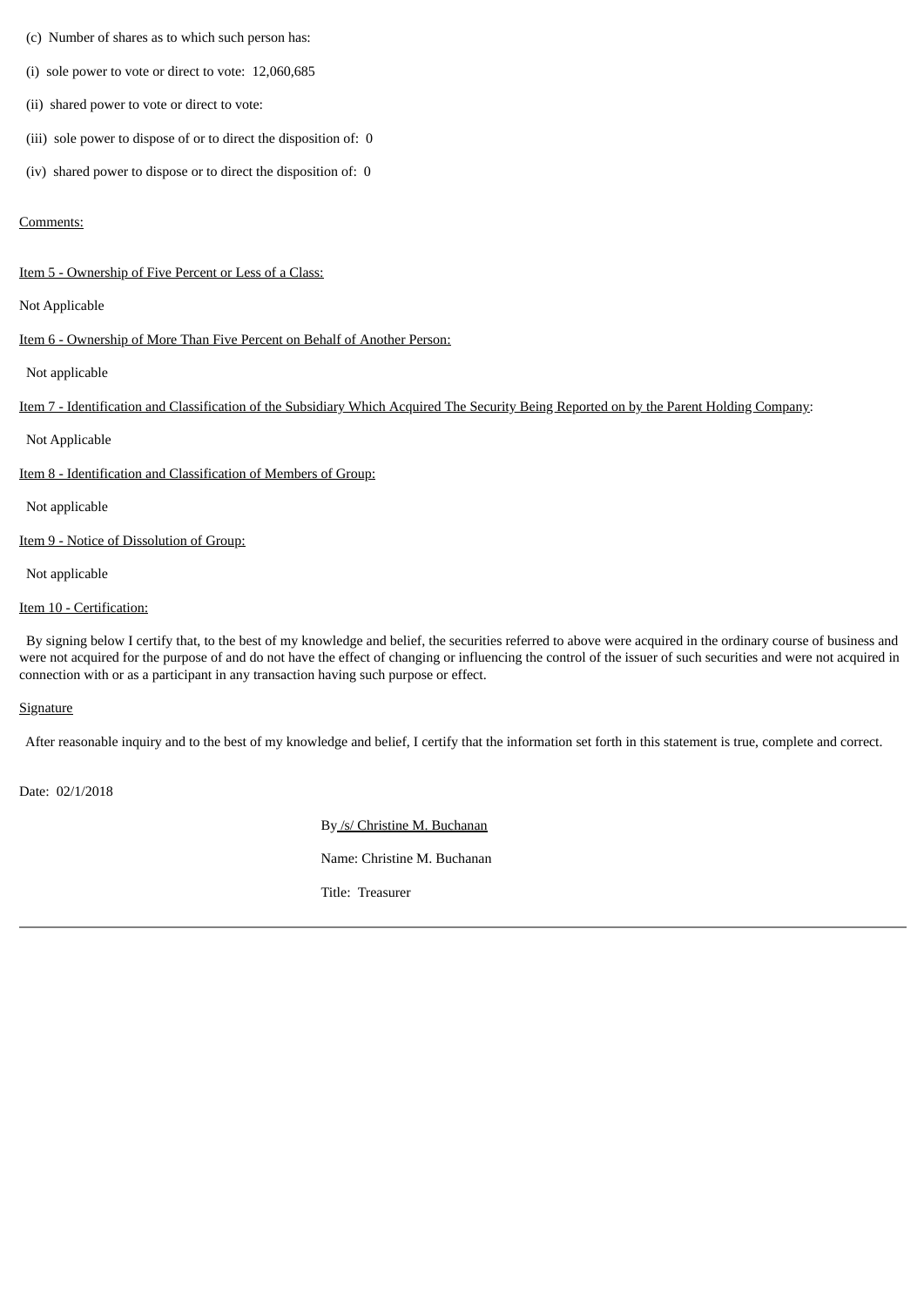(c) Number of shares as to which such person has:

(i) sole power to vote or direct to vote: 12,060,685

(ii) shared power to vote or direct to vote:

(iii) sole power to dispose of or to direct the disposition of: 0

(iv) shared power to dispose or to direct the disposition of: 0

Comments:

Item 5 - Ownership of Five Percent or Less of a Class:

Not Applicable

Item 6 - Ownership of More Than Five Percent on Behalf of Another Person:

Not applicable

Item 7 - Identification and Classification of the Subsidiary Which Acquired The Security Being Reported on by the Parent Holding Company:

Not Applicable

Item 8 - Identification and Classification of Members of Group:

Not applicable

Item 9 - Notice of Dissolution of Group:

Not applicable

Item 10 - Certification:

By signing below I certify that, to the best of my knowledge and belief, the securities referred to above were acquired in the ordinary course of business and were not acquired for the purpose of and do not have the effect of changing or influencing the control of the issuer of such securities and were not acquired in connection with or as a participant in any transaction having such purpose or effect.

Signature

After reasonable inquiry and to the best of my knowledge and belief, I certify that the information set forth in this statement is true, complete and correct.

Date: 02/1/2018

By /s/ Christine M. Buchanan

Name: Christine M. Buchanan

Title: Treasurer